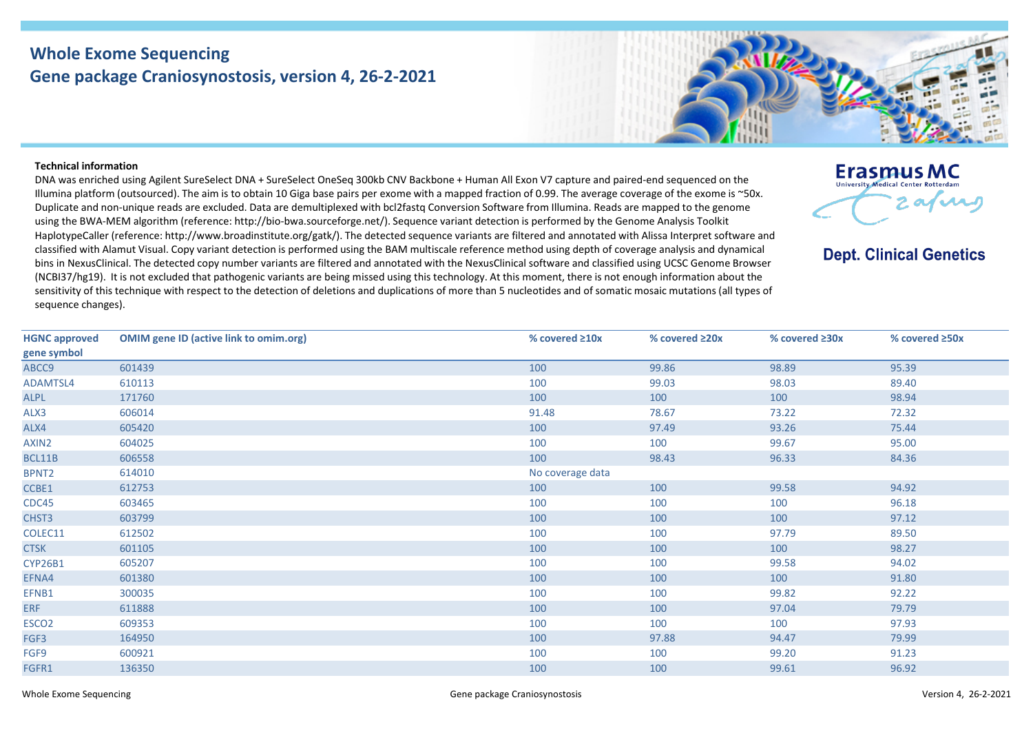# Whole Exome Sequencing
## Gene package Craniosynostosis, version 4, 26-2-2021

**Technical information**

DNA was enriched using Agilent SureSelect DNA + SureSelect OneSeq 300kb CNV Backbone + Human All Exon V7 capture and paired-end sequenced on the Illumina platform (outsourced). The aim is to obtain 10 Giga base pairs per exome with a mapped fraction of 0.99. The average coverage of the exome is ~50x. Duplicate and non-unique reads are excluded. Data are demultiplexed with bcl2fastq Conversion Software from Illumina. Reads are mapped to the genome using the BWA-MEM algorithm (reference: http://bio-bwa.sourceforge.net/). Sequence variant detection is performed by the Genome Analysis Toolkit HaplotypeCaller (reference: http://www.broadinstitute.org/gatk/). The detected sequence variants are filtered and annotated with Alissa Interpret software and classified with Alamut Visual. Copy variant detection is performed using the BAM multiscale reference method using depth of coverage analysis and dynamical bins in NexusClinical. The detected copy number variants are filtered and annotated with the NexusClinical software and classified using UCSC Genome Browser (NCBI37/hg19). It is not excluded that pathogenic variants are being missed using this technology. At this moment, there is not enough information about the sensitivity of this technique with respect to the detection of deletions and duplications of more than 5 nucleotides and of somatic mosaic mutations (all types of sequence changes).

Erasmus MC
University Medical Center Rotterdam

**Dept. Clinical Genetics**

| HGNC approved gene symbol | OMIM gene ID (active link to omim.org) | % covered ≥10x | % covered ≥20x | % covered ≥30x | % covered ≥50x |
|---|---|---|---|---|---|
| ABCC9 | 601439 | 100 | 99.86 | 98.89 | 95.39 |
| ADAMTSL4 | 610113 | 100 | 99.03 | 98.03 | 89.40 |
| ALPL | 171760 | 100 | 100 | 100 | 98.94 |
| ALX3 | 606014 | 91.48 | 78.67 | 73.22 | 72.32 |
| ALX4 | 605420 | 100 | 97.49 | 93.26 | 75.44 |
| AXIN2 | 604025 | 100 | 100 | 99.67 | 95.00 |
| BCL11B | 606558 | 100 | 98.43 | 96.33 | 84.36 |
| BPNT2 | 614010 | No coverage data | | | |
| CCBE1 | 612753 | 100 | 100 | 99.58 | 94.92 |
| CDC45 | 603465 | 100 | 100 | 100 | 96.18 |
| CHST3 | 603799 | 100 | 100 | 100 | 97.12 |
| COLEC11 | 612502 | 100 | 100 | 97.79 | 89.50 |
| CTSK | 601105 | 100 | 100 | 100 | 98.27 |
| CYP26B1 | 605207 | 100 | 100 | 99.58 | 94.02 |
| EFNA4 | 601380 | 100 | 100 | 100 | 91.80 |
| EFNB1 | 300035 | 100 | 100 | 99.82 | 92.22 |
| ERF | 611888 | 100 | 100 | 97.04 | 79.79 |
| ESCO2 | 609353 | 100 | 100 | 100 | 97.93 |
| FGF3 | 164950 | 100 | 97.88 | 94.47 | 79.99 |
| FGF9 | 600921 | 100 | 100 | 99.20 | 91.23 |
| FGFR1 | 136350 | 100 | 100 | 99.61 | 96.92 |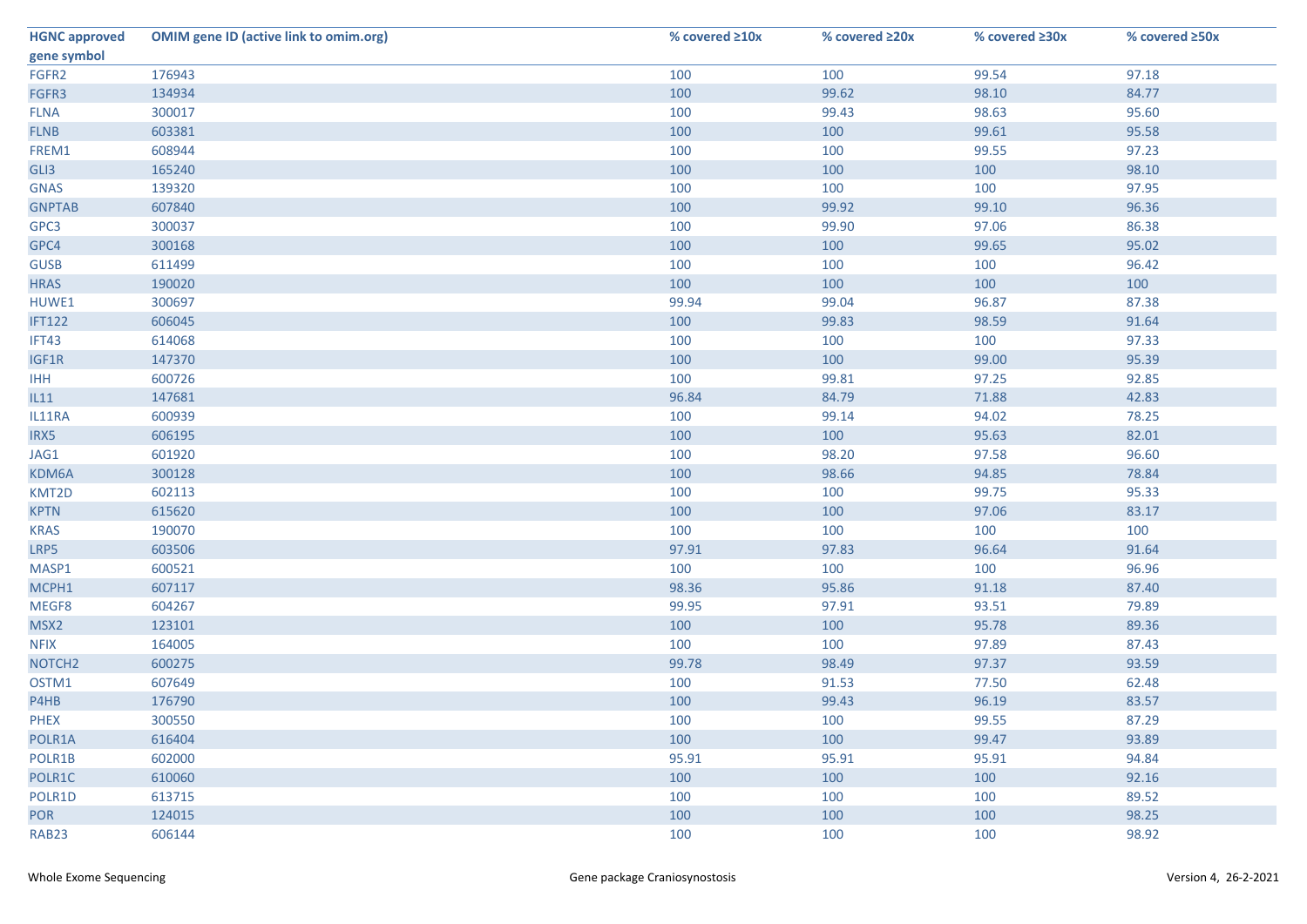| HGNC approved gene symbol | OMIM gene ID (active link to omim.org) | % covered ≥10x | % covered ≥20x | % covered ≥30x | % covered ≥50x |
|---|---|---|---|---|---|
| FGFR2 | 176943 | 100 | 100 | 99.54 | 97.18 |
| FGFR3 | 134934 | 100 | 99.62 | 98.10 | 84.77 |
| FLNA | 300017 | 100 | 99.43 | 98.63 | 95.60 |
| FLNB | 603381 | 100 | 100 | 99.61 | 95.58 |
| FREM1 | 608944 | 100 | 100 | 99.55 | 97.23 |
| GLI3 | 165240 | 100 | 100 | 100 | 98.10 |
| GNAS | 139320 | 100 | 100 | 100 | 97.95 |
| GNPTAB | 607840 | 100 | 99.92 | 99.10 | 96.36 |
| GPC3 | 300037 | 100 | 99.90 | 97.06 | 86.38 |
| GPC4 | 300168 | 100 | 100 | 99.65 | 95.02 |
| GUSB | 611499 | 100 | 100 | 100 | 96.42 |
| HRAS | 190020 | 100 | 100 | 100 | 100 |
| HUWE1 | 300697 | 99.94 | 99.04 | 96.87 | 87.38 |
| IFT122 | 606045 | 100 | 99.83 | 98.59 | 91.64 |
| IFT43 | 614068 | 100 | 100 | 100 | 97.33 |
| IGF1R | 147370 | 100 | 100 | 99.00 | 95.39 |
| IHH | 600726 | 100 | 99.81 | 97.25 | 92.85 |
| IL11 | 147681 | 96.84 | 84.79 | 71.88 | 42.83 |
| IL11RA | 600939 | 100 | 99.14 | 94.02 | 78.25 |
| IRX5 | 606195 | 100 | 100 | 95.63 | 82.01 |
| JAG1 | 601920 | 100 | 98.20 | 97.58 | 96.60 |
| KDM6A | 300128 | 100 | 98.66 | 94.85 | 78.84 |
| KMT2D | 602113 | 100 | 100 | 99.75 | 95.33 |
| KPTN | 615620 | 100 | 100 | 97.06 | 83.17 |
| KRAS | 190070 | 100 | 100 | 100 | 100 |
| LRP5 | 603506 | 97.91 | 97.83 | 96.64 | 91.64 |
| MASP1 | 600521 | 100 | 100 | 100 | 96.96 |
| MCPH1 | 607117 | 98.36 | 95.86 | 91.18 | 87.40 |
| MEGF8 | 604267 | 99.95 | 97.91 | 93.51 | 79.89 |
| MSX2 | 123101 | 100 | 100 | 95.78 | 89.36 |
| NFIX | 164005 | 100 | 100 | 97.89 | 87.43 |
| NOTCH2 | 600275 | 99.78 | 98.49 | 97.37 | 93.59 |
| OSTM1 | 607649 | 100 | 91.53 | 77.50 | 62.48 |
| P4HB | 176790 | 100 | 99.43 | 96.19 | 83.57 |
| PHEX | 300550 | 100 | 100 | 99.55 | 87.29 |
| POLR1A | 616404 | 100 | 100 | 99.47 | 93.89 |
| POLR1B | 602000 | 95.91 | 95.91 | 95.91 | 94.84 |
| POLR1C | 610060 | 100 | 100 | 100 | 92.16 |
| POLR1D | 613715 | 100 | 100 | 100 | 89.52 |
| POR | 124015 | 100 | 100 | 100 | 98.25 |
| RAB23 | 606144 | 100 | 100 | 100 | 98.92 |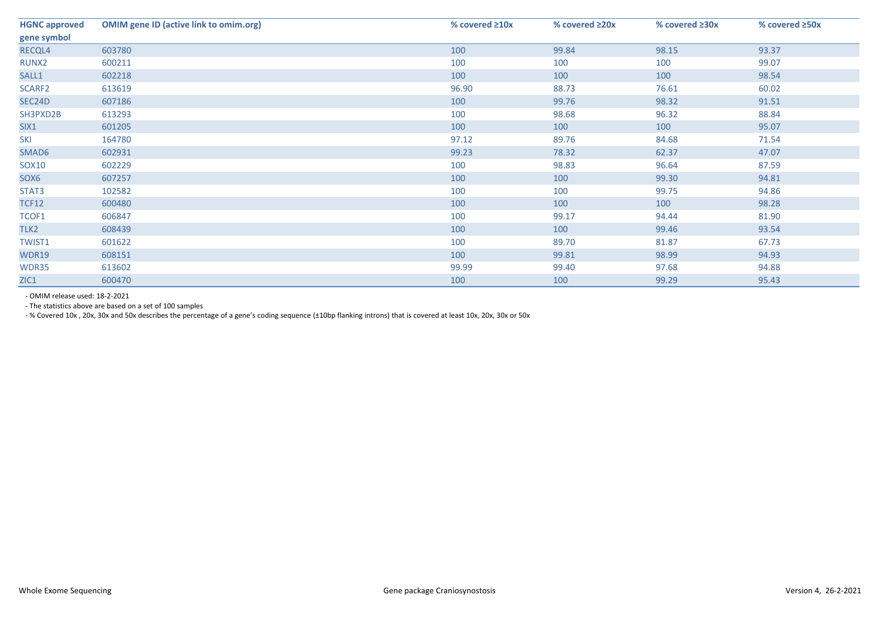| HGNC approved gene symbol | OMIM gene ID (active link to omim.org) | % covered ≥10x | % covered ≥20x | % covered ≥30x | % covered ≥50x |
|---|---|---|---|---|---|
| RECQL4 | 603780 | 100 | 99.84 | 98.15 | 93.37 |
| RUNX2 | 600211 | 100 | 100 | 100 | 99.07 |
| SALL1 | 602218 | 100 | 100 | 100 | 98.54 |
| SCARF2 | 613619 | 96.90 | 88.73 | 76.61 | 60.02 |
| SEC24D | 607186 | 100 | 99.76 | 98.32 | 91.51 |
| SH3PXD2B | 613293 | 100 | 98.68 | 96.32 | 88.84 |
| SIX1 | 601205 | 100 | 100 | 100 | 95.07 |
| SKI | 164780 | 97.12 | 89.76 | 84.68 | 71.54 |
| SMAD6 | 602931 | 99.23 | 78.32 | 62.37 | 47.07 |
| SOX10 | 602229 | 100 | 98.83 | 96.64 | 87.59 |
| SOX6 | 607257 | 100 | 100 | 99.30 | 94.81 |
| STAT3 | 102582 | 100 | 100 | 99.75 | 94.86 |
| TCF12 | 600480 | 100 | 100 | 100 | 98.28 |
| TCOF1 | 606847 | 100 | 99.17 | 94.44 | 81.90 |
| TLK2 | 608439 | 100 | 100 | 99.46 | 93.54 |
| TWIST1 | 601622 | 100 | 89.70 | 81.87 | 67.73 |
| WDR19 | 608151 | 100 | 99.81 | 98.99 | 94.93 |
| WDR35 | 613602 | 99.99 | 99.40 | 97.68 | 94.88 |
| ZIC1 | 600470 | 100 | 100 | 99.29 | 95.43 |

- OMIM release used: 18-2-2021
- The statistics above are based on a set of 100 samples
- % Covered 10x , 20x, 30x and 50x describes the percentage of a gene's coding sequence (±10bp flanking introns) that is covered at least 10x, 20x, 30x or 50x